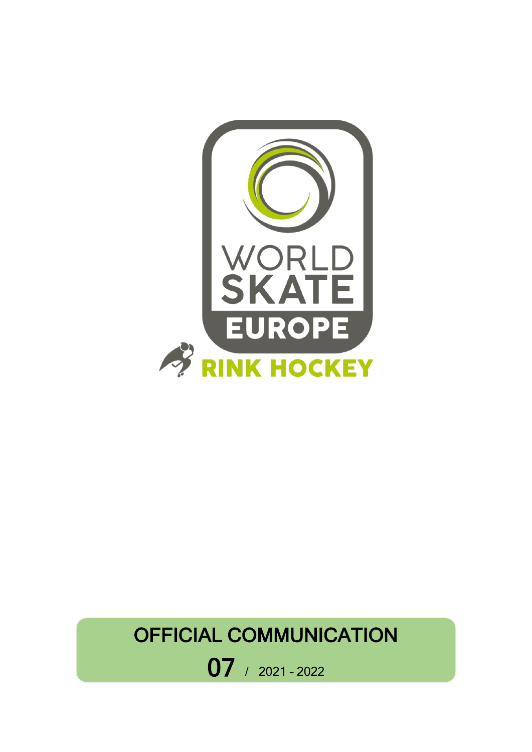WORLD SKATE EUROPE

RINK HOCKEY

# OFFICIAL COMMUNICATION

**07** / 2021 - 2022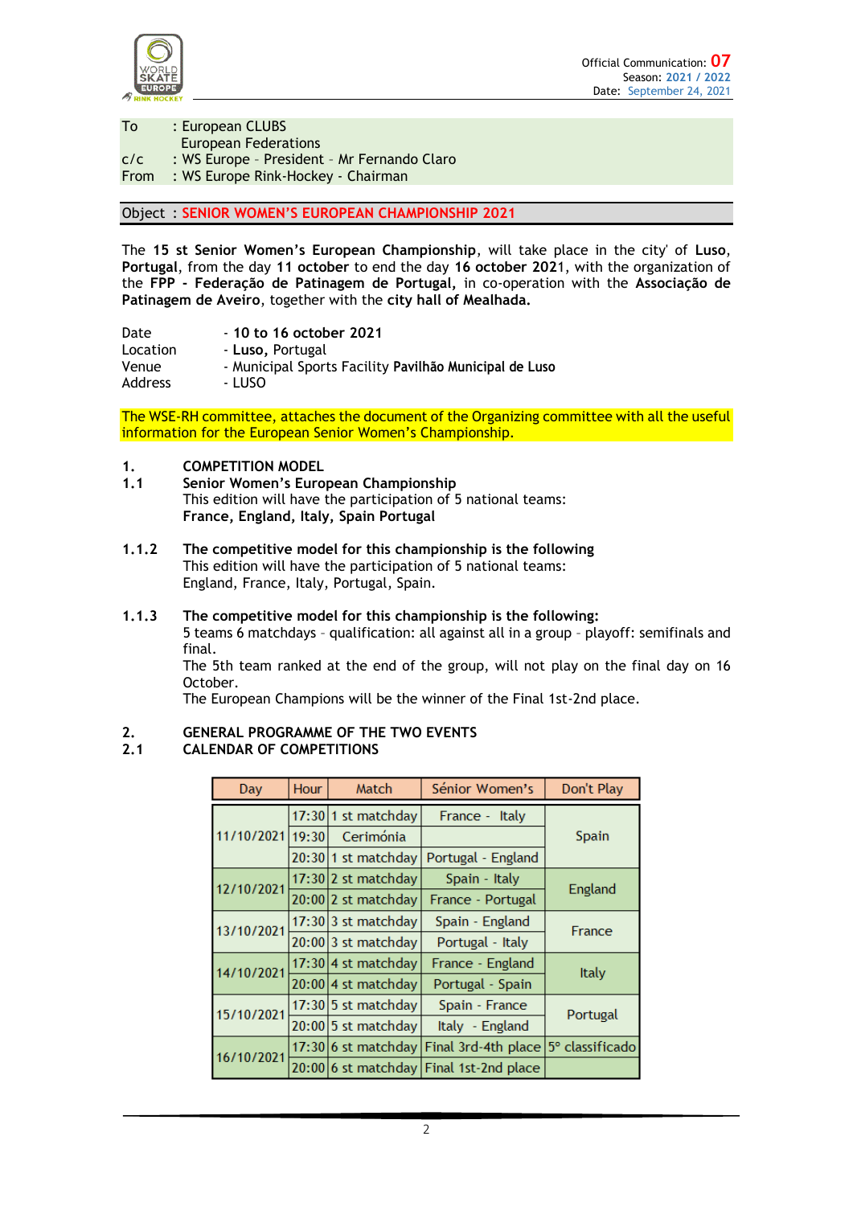Official Communication: 07
Season: 2021 / 2022
Date: September 24, 2021

To : European CLUBS
European Federations
c/c : WS Europe - President - Mr Fernando Claro
From : WS Europe Rink-Hockey - Chairman

Object : **SENIOR WOMEN'S EUROPEAN CHAMPIONSHIP 2021**

The **15 st Senior Women's European Championship**, will take place in the city' of **Luso**, **Portugal**, from the day **11 october** to end the day **16 october 202**1, with the organization of the **FPP - Federação de Patinagem de Portugal,** in co-operation with the **Associação de Patinagem de Aveiro**, together with the **city hall of Mealhada.**

Date - **10 to 16 october 2021**
Location - **Luso,** Portugal
Venue - Municipal Sports Facility **Pavilhão Municipal de Luso**
Address - LUSO

The WSE-RH committee, attaches the document of the Organizing committee with all the useful information for the European Senior Women's Championship.

**1. COMPETITION MODEL**

**1.1 Senior Women's European Championship**

This edition will have the participation of 5 national teams:
**France, England, Italy, Spain Portugal**

**1.1.2 The competitive model for this championship is the following**

This edition will have the participation of 5 national teams:
England, France, Italy, Portugal, Spain.

**1.1.3 The competitive model for this championship is the following:**

5 teams 6 matchdays - qualification: all against all in a group - playoff: semifinals and final.
The 5th team ranked at the end of the group, will not play on the final day on 16 October.
The European Champions will be the winner of the Final 1st-2nd place.

**2. GENERAL PROGRAMME OF THE TWO EVENTS**

**2.1 CALENDAR OF COMPETITIONS**

| Day | Hour | Match | Sénior Women's | Don't Play |
|---|---|---|---|---|
| 11/10/2021 | 17:30 | 1 st matchday | France - Italy | Spain |
| | 19:30 | Cerimónia | | |
| | 20:30 | 1 st matchday | Portugal - England | |
| 12/10/2021 | 17:30 | 2 st matchday | Spain - Italy | England |
| | 20:00 | 2 st matchday | France - Portugal | |
| 13/10/2021 | 17:30 | 3 st matchday | Spain - England | France |
| | 20:00 | 3 st matchday | Portugal - Italy | |
| 14/10/2021 | 17:30 | 4 st matchday | France - England | Italy |
| | 20:00 | 4 st matchday | Portugal - Spain | |
| 15/10/2021 | 17:30 | 5 st matchday | Spain - France | Portugal |
| | 20:00 | 5 st matchday | Italy - England | |
| 16/10/2021 | 17:30 | 6 st matchday | Final 3rd-4th place | 5º classificado |
| | 20:00 | 6 st matchday | Final 1st-2nd place | |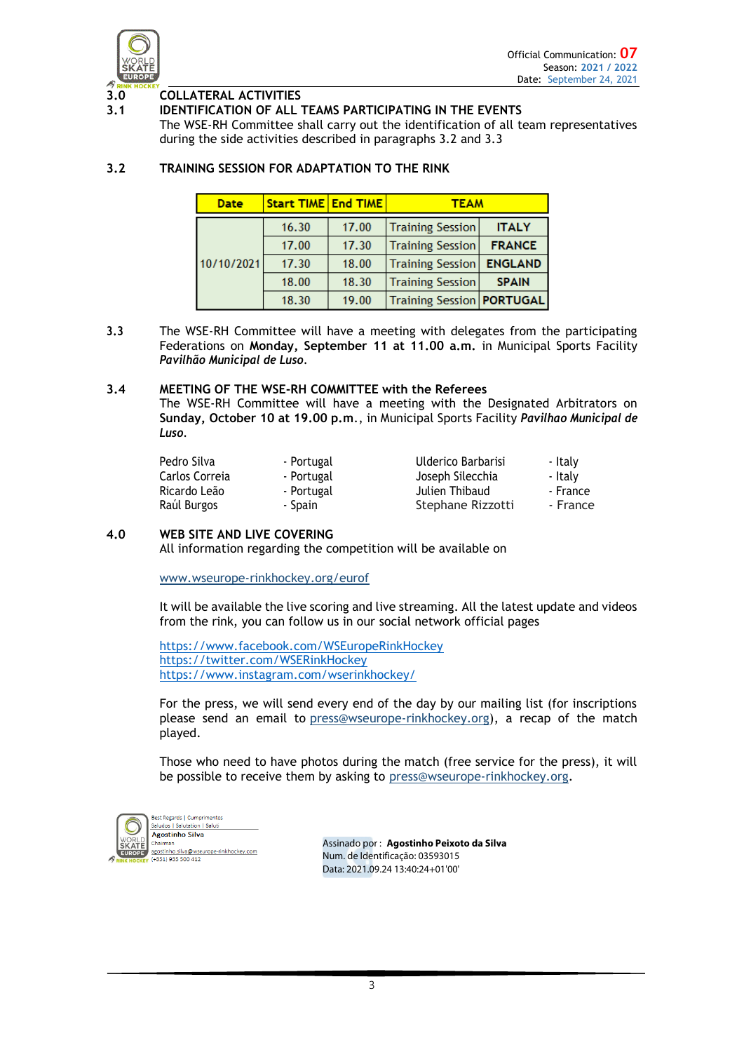## 3.0 COLLATERAL ACTIVITIES

### 3.1 IDENTIFICATION OF ALL TEAMS PARTICIPATING IN THE EVENTS

The WSE-RH Committee shall carry out the identification of all team representatives during the side activities described in paragraphs 3.2 and 3.3

### 3.2 TRAINING SESSION FOR ADAPTATION TO THE RINK

| Date | Start TIME | End TIME | TEAM | |
|---|---|---|---|---|
| 10/10/2021 | 16.30 | 17.00 | Training Session | ITALY |
| | 17.00 | 17.30 | Training Session | FRANCE |
| | 17.30 | 18.00 | Training Session | ENGLAND |
| | 18.00 | 18.30 | Training Session | SPAIN |
| | 18.30 | 19.00 | Training Session | PORTUGAL |

**3.3** The WSE-RH Committee will have a meeting with delegates from the participating Federations on **Monday, September 11 at 11.00 a.m.** in Municipal Sports Facility ***Pavilhão Municipal de Luso***.

### 3.4 MEETING OF THE WSE-RH COMMITTEE with the Referees

The WSE-RH Committee will have a meeting with the Designated Arbitrators on **Sunday, October 10 at 19.00 p.m.**, in Municipal Sports Facility ***Pavilhao Municipal de Luso***.

| | | | |
|---|---|---|---|
| Pedro Silva | - Portugal | Ulderico Barbarisi | - Italy |
| Carlos Correia | - Portugal | Joseph Silecchia | - Italy |
| Ricardo Leão | - Portugal | Julien Thibaud | - France |
| Raúl Burgos | - Spain | Stephane Rizzotti | - France |

## 4.0 WEB SITE AND LIVE COVERING

All information regarding the competition will be available on

www.wseurope-rinkhockey.org/eurof

It will be available the live scoring and live streaming. All the latest update and videos from the rink, you can follow us in our social network official pages

https://www.facebook.com/WSEuropeRinkHockey
https://twitter.com/WSERinkHockey
https://www.instagram.com/wserinkhockey/

For the press, we will send every end of the day by our mailing list (for inscriptions please send an email to press@wseurope-rinkhockey.org), a recap of the match played.

Those who need to have photos during the match (free service for the press), it will be possible to receive them by asking to press@wseurope-rinkhockey.org.

Best Regards | Cumprimentos
Saludos | Salutation | Salut
**Agostinho Silva**
Chairman
agostinho.silva@wseurope-rinkhockey.com
(+351) 935 500 412

Assinado por: **Agostinho Peixoto da Silva**
Num. de Identificação: 03593015
Data: 2021.09.24 13:40:24+01'00'